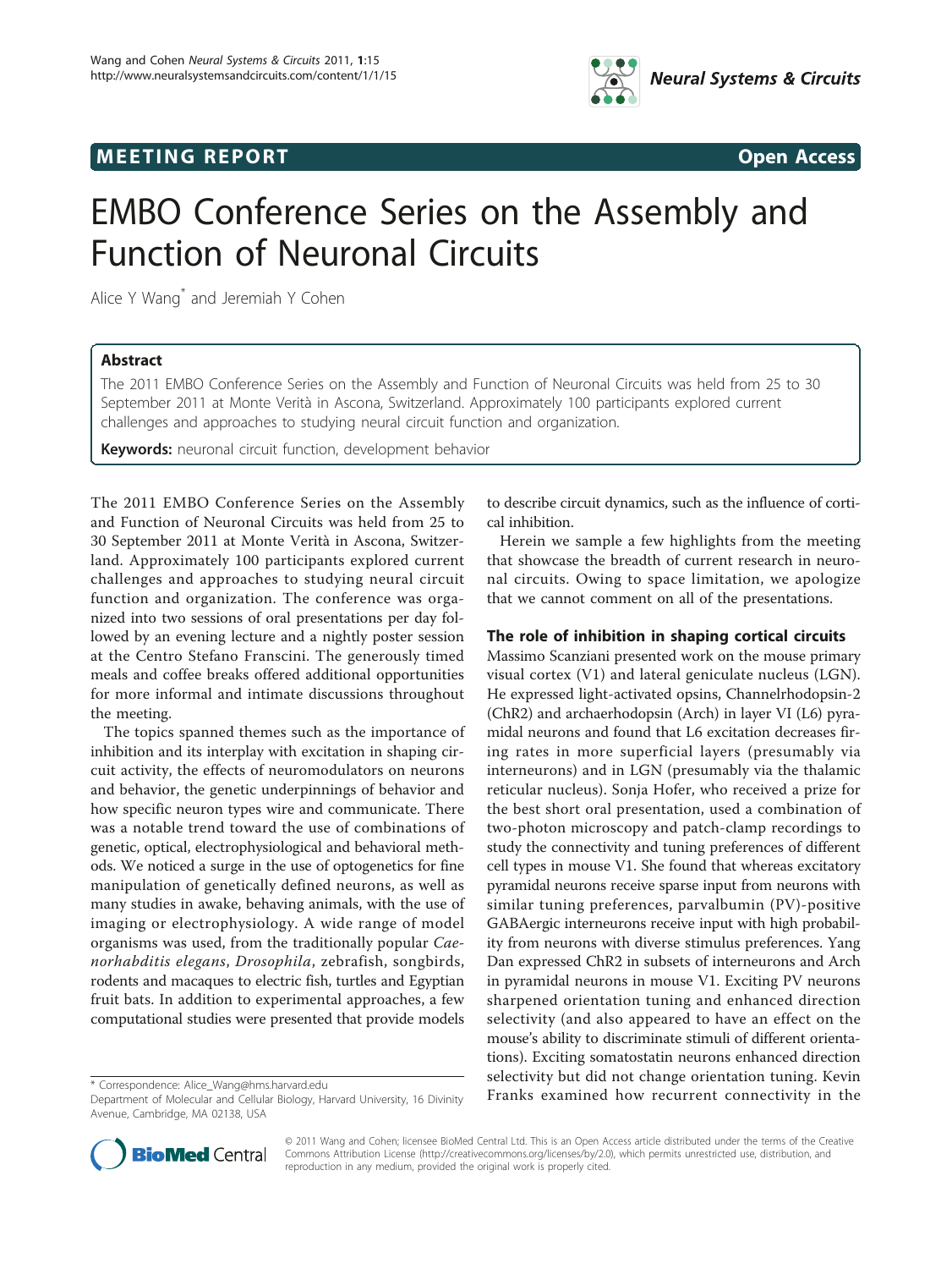MEETING REPORT | Open Access

# EMBO Conference Series on the Assembly and Function of Neuronal Circuits

Alice Y Wang[*] and Jeremiah Y Cohen

## Abstract

The 2011 EMBO Conference Series on the Assembly and Function of Neuronal Circuits was held from 25 to 30 September 2011 at Monte Verità in Ascona, Switzerland. Approximately 100 participants explored current challenges and approaches to studying neural circuit function and organization.

**Keywords:** neuronal circuit function, development behavior

The 2011 EMBO Conference Series on the Assembly and Function of Neuronal Circuits was held from 25 to 30 September 2011 at Monte Verità in Ascona, Switzerland. Approximately 100 participants explored current challenges and approaches to studying neural circuit function and organization. The conference was organized into two sessions of oral presentations per day followed by an evening lecture and a nightly poster session at the Centro Stefano Franscini. The generously timed meals and coffee breaks offered additional opportunities for more informal and intimate discussions throughout the meeting.

The topics spanned themes such as the importance of inhibition and its interplay with excitation in shaping circuit activity, the effects of neuromodulators on neurons and behavior, the genetic underpinnings of behavior and how specific neuron types wire and communicate. There was a notable trend toward the use of combinations of genetic, optical, electrophysiological and behavioral methods. We noticed a surge in the use of optogenetics for fine manipulation of genetically defined neurons, as well as many studies in awake, behaving animals, with the use of imaging or electrophysiology. A wide range of model organisms was used, from the traditionally popular *Caenorhabditis elegans*, *Drosophila*, zebrafish, songbirds, rodents and macaques to electric fish, turtles and Egyptian fruit bats. In addition to experimental approaches, a few computational studies were presented that provide models to describe circuit dynamics, such as the influence of cortical inhibition.

Herein we sample a few highlights from the meeting that showcase the breadth of current research in neuronal circuits. Owing to space limitation, we apologize that we cannot comment on all of the presentations.

### The role of inhibition in shaping cortical circuits

Massimo Scanziani presented work on the mouse primary visual cortex (V1) and lateral geniculate nucleus (LGN). He expressed light-activated opsins, Channelrhodopsin-2 (ChR2) and archaerhodopsin (Arch) in layer VI (L6) pyramidal neurons and found that L6 excitation decreases firing rates in more superficial layers (presumably via interneurons) and in LGN (presumably via the thalamic reticular nucleus). Sonja Hofer, who received a prize for the best short oral presentation, used a combination of two-photon microscopy and patch-clamp recordings to study the connectivity and tuning preferences of different cell types in mouse V1. She found that whereas excitatory pyramidal neurons receive sparse input from neurons with similar tuning preferences, parvalbumin (PV)-positive GABAergic interneurons receive input with high probability from neurons with diverse stimulus preferences. Yang Dan expressed ChR2 in subsets of interneurons and Arch in pyramidal neurons in mouse V1. Exciting PV neurons sharpened orientation tuning and enhanced direction selectivity (and also appeared to have an effect on the mouse's ability to discriminate stimuli of different orientations). Exciting somatostatin neurons enhanced direction selectivity but did not change orientation tuning. Kevin Franks examined how recurrent connectivity in the

\* Correspondence: Alice_Wang@hms.harvard.edu
Department of Molecular and Cellular Biology, Harvard University, 16 Divinity Avenue, Cambridge, MA 02138, USA

© 2011 Wang and Cohen; licensee BioMed Central Ltd. This is an Open Access article distributed under the terms of the Creative Commons Attribution License (http://creativecommons.org/licenses/by/2.0), which permits unrestricted use, distribution, and reproduction in any medium, provided the original work is properly cited.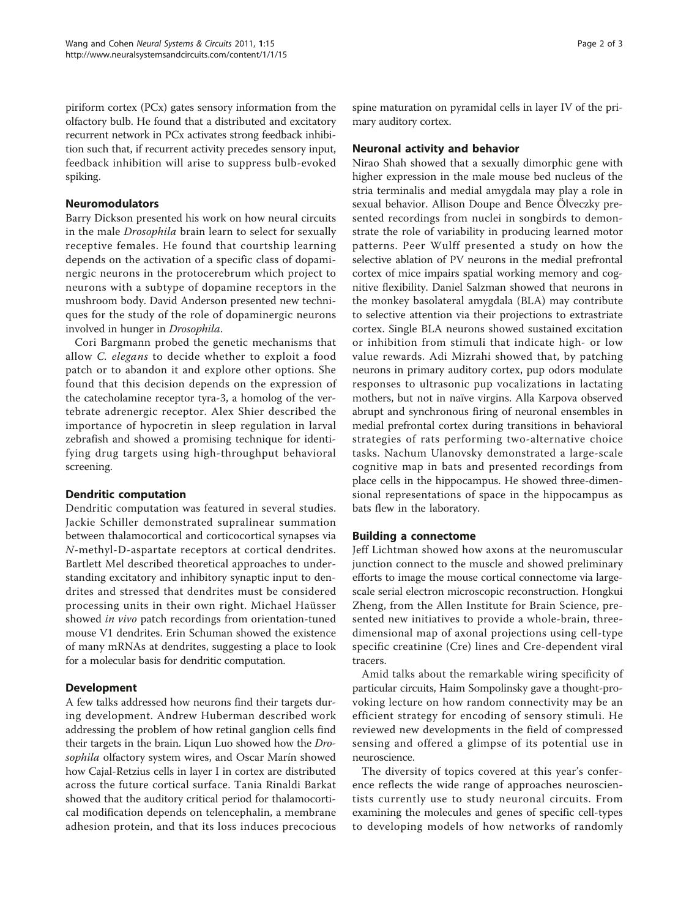piriform cortex (PCx) gates sensory information from the olfactory bulb. He found that a distributed and excitatory recurrent network in PCx activates strong feedback inhibition such that, if recurrent activity precedes sensory input, feedback inhibition will arise to suppress bulb-evoked spiking.

### Neuromodulators

Barry Dickson presented his work on how neural circuits in the male *Drosophila* brain learn to select for sexually receptive females. He found that courtship learning depends on the activation of a specific class of dopaminergic neurons in the protocerebrum which project to neurons with a subtype of dopamine receptors in the mushroom body. David Anderson presented new techniques for the study of the role of dopaminergic neurons involved in hunger in *Drosophila*.

Cori Bargmann probed the genetic mechanisms that allow *C. elegans* to decide whether to exploit a food patch or to abandon it and explore other options. She found that this decision depends on the expression of the catecholamine receptor tyra-3, a homolog of the vertebrate adrenergic receptor. Alex Shier described the importance of hypocretin in sleep regulation in larval zebrafish and showed a promising technique for identifying drug targets using high-throughput behavioral screening.

### Dendritic computation

Dendritic computation was featured in several studies. Jackie Schiller demonstrated supralinear summation between thalamocortical and corticocortical synapses via *N*-methyl-D-aspartate receptors at cortical dendrites. Bartlett Mel described theoretical approaches to understanding excitatory and inhibitory synaptic input to dendrites and stressed that dendrites must be considered processing units in their own right. Michael Haüsser showed *in vivo* patch recordings from orientation-tuned mouse V1 dendrites. Erin Schuman showed the existence of many mRNAs at dendrites, suggesting a place to look for a molecular basis for dendritic computation.

### Development

A few talks addressed how neurons find their targets during development. Andrew Huberman described work addressing the problem of how retinal ganglion cells find their targets in the brain. Liqun Luo showed how the *Drosophila* olfactory system wires, and Oscar Marín showed how Cajal-Retzius cells in layer I in cortex are distributed across the future cortical surface. Tania Rinaldi Barkat showed that the auditory critical period for thalamocortical modification depends on telencephalin, a membrane adhesion protein, and that its loss induces precocious spine maturation on pyramidal cells in layer IV of the primary auditory cortex.

### Neuronal activity and behavior

Nirao Shah showed that a sexually dimorphic gene with higher expression in the male mouse bed nucleus of the stria terminalis and medial amygdala may play a role in sexual behavior. Allison Doupe and Bence Ölveczky presented recordings from nuclei in songbirds to demonstrate the role of variability in producing learned motor patterns. Peer Wulff presented a study on how the selective ablation of PV neurons in the medial prefrontal cortex of mice impairs spatial working memory and cognitive flexibility. Daniel Salzman showed that neurons in the monkey basolateral amygdala (BLA) may contribute to selective attention via their projections to extrastriate cortex. Single BLA neurons showed sustained excitation or inhibition from stimuli that indicate high- or low value rewards. Adi Mizrahi showed that, by patching neurons in primary auditory cortex, pup odors modulate responses to ultrasonic pup vocalizations in lactating mothers, but not in naïve virgins. Alla Karpova observed abrupt and synchronous firing of neuronal ensembles in medial prefrontal cortex during transitions in behavioral strategies of rats performing two-alternative choice tasks. Nachum Ulanovsky demonstrated a large-scale cognitive map in bats and presented recordings from place cells in the hippocampus. He showed three-dimensional representations of space in the hippocampus as bats flew in the laboratory.

### Building a connectome

Jeff Lichtman showed how axons at the neuromuscular junction connect to the muscle and showed preliminary efforts to image the mouse cortical connectome via large-scale serial electron microscopic reconstruction. Hongkui Zheng, from the Allen Institute for Brain Science, presented new initiatives to provide a whole-brain, three-dimensional map of axonal projections using cell-type specific creatinine (Cre) lines and Cre-dependent viral tracers.

Amid talks about the remarkable wiring specificity of particular circuits, Haim Sompolinsky gave a thought-provoking lecture on how random connectivity may be an efficient strategy for encoding of sensory stimuli. He reviewed new developments in the field of compressed sensing and offered a glimpse of its potential use in neuroscience.

The diversity of topics covered at this year's conference reflects the wide range of approaches neuroscientists currently use to study neuronal circuits. From examining the molecules and genes of specific cell-types to developing models of how networks of randomly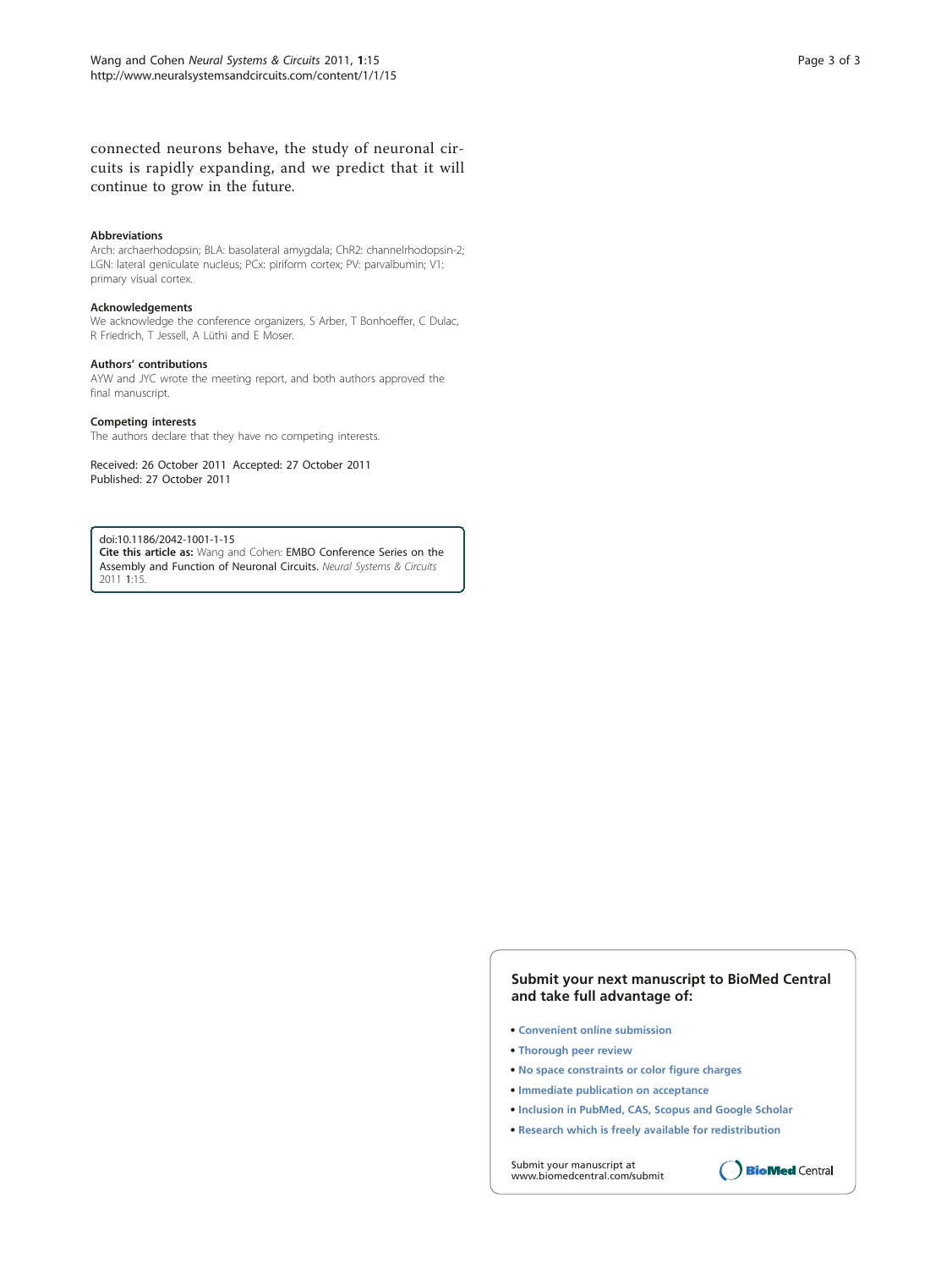connected neurons behave, the study of neuronal circuits is rapidly expanding, and we predict that it will continue to grow in the future.

#### Abbreviations

Arch: archaerhodopsin; BLA: basolateral amygdala; ChR2: channelrhodopsin-2; LGN: lateral geniculate nucleus; PCx: piriform cortex; PV: parvalbumin; V1: primary visual cortex.

#### Acknowledgements

We acknowledge the conference organizers, S Arber, T Bonhoeffer, C Dulac, R Friedrich, T Jessell, A Lüthi and E Moser.

#### Authors' contributions

AYW and JYC wrote the meeting report, and both authors approved the final manuscript.

#### Competing interests

The authors declare that they have no competing interests.

Received: 26 October 2011 Accepted: 27 October 2011
Published: 27 October 2011

doi:10.1186/2042-1001-1-15
**Cite this article as:** Wang and Cohen: EMBO Conference Series on the Assembly and Function of Neuronal Circuits. *Neural Systems & Circuits* 2011 **1**:15.

**Submit your next manuscript to BioMed Central and take full advantage of:**

- **Convenient online submission**
- **Thorough peer review**
- **No space constraints or color figure charges**
- **Immediate publication on acceptance**
- **Inclusion in PubMed, CAS, Scopus and Google Scholar**
- **Research which is freely available for redistribution**

Submit your manuscript at
www.biomedcentral.com/submit

BioMed Central